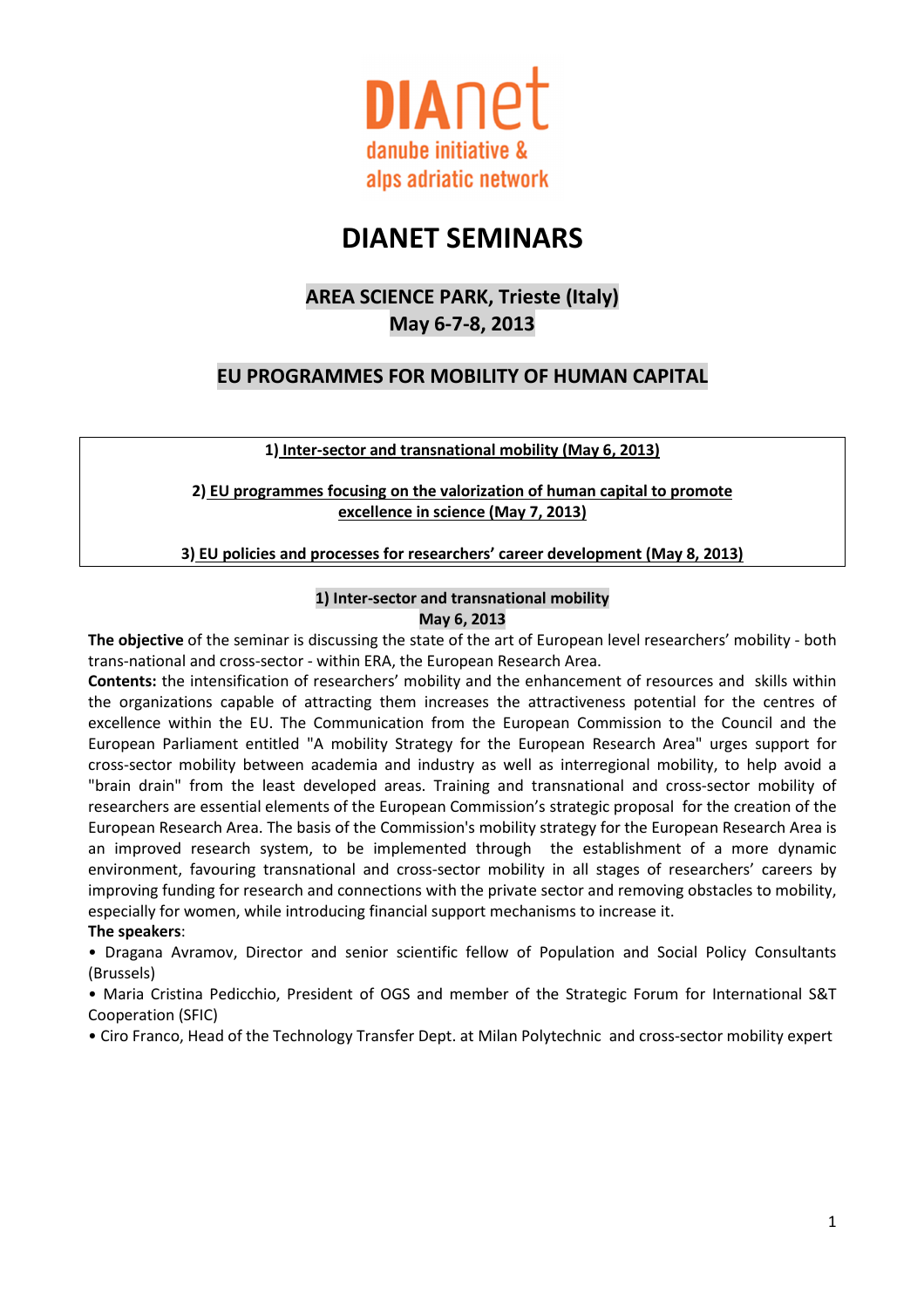DIAnet
danube initiative & alps adriatic network

# DIANET SEMINARS

## AREA SCIENCE PARK, Trieste (Italy)
## May 6-7-8, 2013

## EU PROGRAMMES FOR MOBILITY OF HUMAN CAPITAL

**1) Inter-sector and transnational mobility (May 6, 2013)**

**2) EU programmes focusing on the valorization of human capital to promote excellence in science (May 7, 2013)**

**3) EU policies and processes for researchers' career development (May 8, 2013)**

### 1) Inter-sector and transnational mobility
**May 6, 2013**

**The objective** of the seminar is discussing the state of the art of European level researchers' mobility - both trans-national and cross-sector - within ERA, the European Research Area.

**Contents:** the intensification of researchers' mobility and the enhancement of resources and skills within the organizations capable of attracting them increases the attractiveness potential for the centres of excellence within the EU. The Communication from the European Commission to the Council and the European Parliament entitled "A mobility Strategy for the European Research Area" urges support for cross-sector mobility between academia and industry as well as interregional mobility, to help avoid a "brain drain" from the least developed areas. Training and transnational and cross-sector mobility of researchers are essential elements of the European Commission's strategic proposal for the creation of the European Research Area. The basis of the Commission's mobility strategy for the European Research Area is an improved research system, to be implemented through the establishment of a more dynamic environment, favouring transnational and cross-sector mobility in all stages of researchers' careers by improving funding for research and connections with the private sector and removing obstacles to mobility, especially for women, while introducing financial support mechanisms to increase it.

**The speakers**:

• Dragana Avramov, Director and senior scientific fellow of Population and Social Policy Consultants (Brussels)

• Maria Cristina Pedicchio, President of OGS and member of the Strategic Forum for International S&T Cooperation (SFIC)

• Ciro Franco, Head of the Technology Transfer Dept. at Milan Polytechnic and cross-sector mobility expert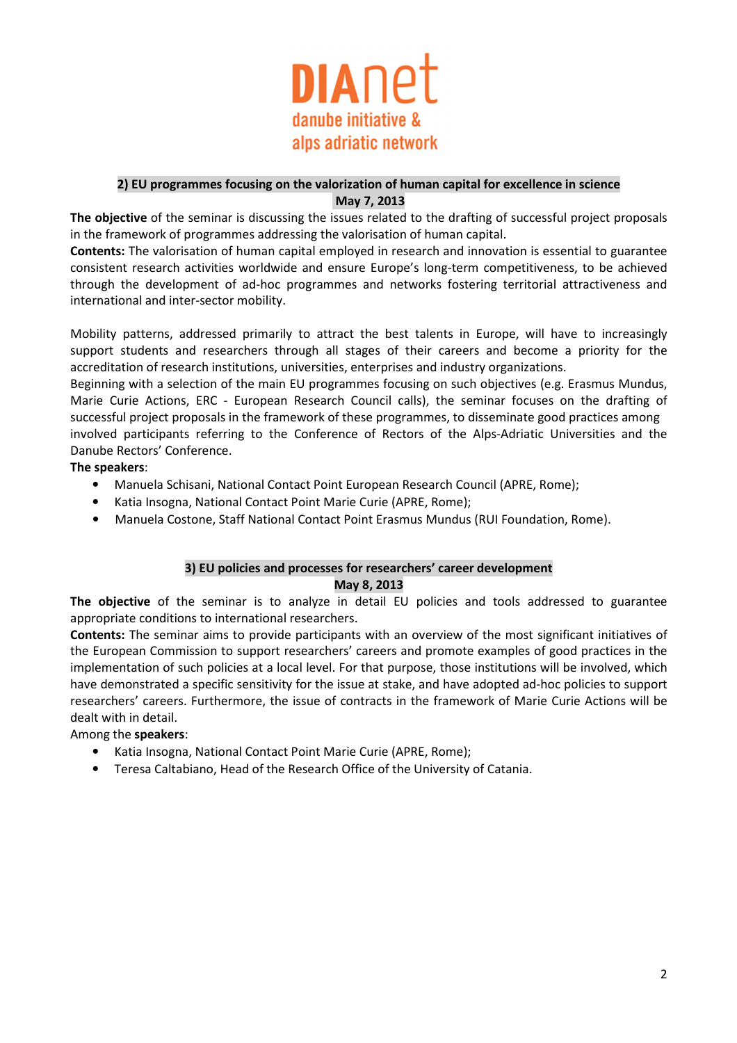DIAnet
danube initiative &
alps adriatic network

## 2) EU programmes focusing on the valorization of human capital for excellence in science

**May 7, 2013**

**The objective** of the seminar is discussing the issues related to the drafting of successful project proposals in the framework of programmes addressing the valorisation of human capital.

**Contents:** The valorisation of human capital employed in research and innovation is essential to guarantee consistent research activities worldwide and ensure Europe's long-term competitiveness, to be achieved through the development of ad-hoc programmes and networks fostering territorial attractiveness and international and inter-sector mobility.

Mobility patterns, addressed primarily to attract the best talents in Europe, will have to increasingly support students and researchers through all stages of their careers and become a priority for the accreditation of research institutions, universities, enterprises and industry organizations.

Beginning with a selection of the main EU programmes focusing on such objectives (e.g. Erasmus Mundus, Marie Curie Actions, ERC - European Research Council calls), the seminar focuses on the drafting of successful project proposals in the framework of these programmes, to disseminate good practices among involved participants referring to the Conference of Rectors of the Alps-Adriatic Universities and the Danube Rectors' Conference.

**The speakers**:

- Manuela Schisani, National Contact Point European Research Council (APRE, Rome);
- Katia Insogna, National Contact Point Marie Curie (APRE, Rome);
- Manuela Costone, Staff National Contact Point Erasmus Mundus (RUI Foundation, Rome).

## 3) EU policies and processes for researchers' career development

**May 8, 2013**

**The objective** of the seminar is to analyze in detail EU policies and tools addressed to guarantee appropriate conditions to international researchers.

**Contents:** The seminar aims to provide participants with an overview of the most significant initiatives of the European Commission to support researchers' careers and promote examples of good practices in the implementation of such policies at a local level. For that purpose, those institutions will be involved, which have demonstrated a specific sensitivity for the issue at stake, and have adopted ad-hoc policies to support researchers' careers. Furthermore, the issue of contracts in the framework of Marie Curie Actions will be dealt with in detail.

Among the **speakers**:

- Katia Insogna, National Contact Point Marie Curie (APRE, Rome);
- Teresa Caltabiano, Head of the Research Office of the University of Catania.